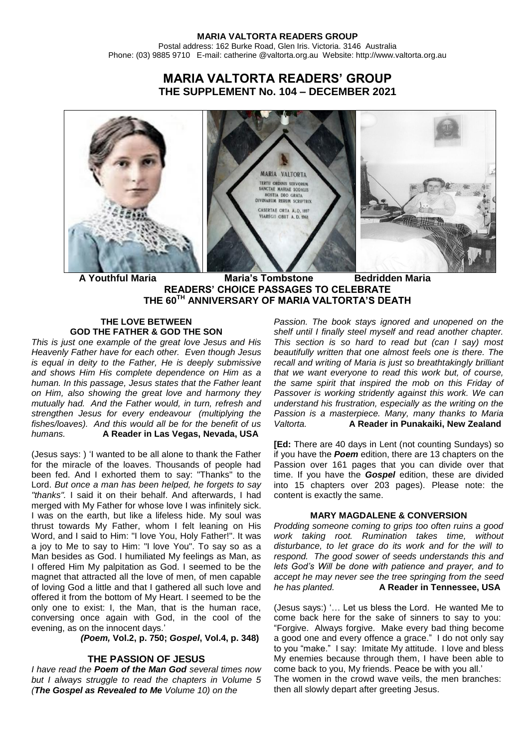**MARIA VALTORTA READERS GROUP**
Postal address: 162 Burke Road, Glen Iris. Victoria. 3146 Australia
Phone: (03) 9885 9710 E-mail: catherine @valtorta.org.au Website: http://www.valtorta.org.au

# MARIA VALTORTA READERS' GROUP
## THE SUPPLEMENT No. 104 – DECEMBER 2021

**A Youthful Maria** **Maria's Tombstone** **Bedridden Maria**

**READERS' CHOICE PASSAGES TO CELEBRATE THE 60TH ANNIVERSARY OF MARIA VALTORTA'S DEATH**

### THE LOVE BETWEEN GOD THE FATHER & GOD THE SON

*This is just one example of the great love Jesus and His Heavenly Father have for each other. Even though Jesus is equal in deity to the Father, He is deeply submissive and shows Him His complete dependence on Him as a human. In this passage, Jesus states that the Father leant on Him, also showing the great love and harmony they mutually had. And the Father would, in turn, refresh and strengthen Jesus for every endeavour (multiplying the fishes/loaves). And this would all be for the benefit of us humans.* **A Reader in Las Vegas, Nevada, USA**

(Jesus says: ) 'I wanted to be all alone to thank the Father for the miracle of the loaves. Thousands of people had been fed. And I exhorted them to say: "Thanks" to the Lord. *But once a man has been helped, he forgets to say "thanks".* I said it on their behalf. And afterwards, I had merged with My Father for whose love I was infinitely sick. I was on the earth, but like a lifeless hide. My soul was thrust towards My Father, whom I felt leaning on His Word, and I said to Him: "I love You, Holy Father!". It was a joy to Me to say to Him: "I love You". To say so as a Man besides as God. I humiliated My feelings as Man, as I offered Him My palpitation as God. I seemed to be the magnet that attracted all the love of men, of men capable of loving God a little and that I gathered all such love and offered it from the bottom of My Heart. I seemed to be the only one to exist: I, the Man, that is the human race, conversing once again with God, in the cool of the evening, as on the innocent days.'

***(Poem,* Vol.2, p. 750; *Gospel*, Vol.4, p. 348)**

### THE PASSION OF JESUS

*I have read the **Poem of the Man God** several times now but I always struggle to read the chapters in Volume 5 (**The Gospel as Revealed to Me** Volume 10) on the Passion. The book stays ignored and unopened on the shelf until I finally steel myself and read another chapter. This section is so hard to read but (can I say) most beautifully written that one almost feels one is there. The recall and writing of Maria is just so breathtakingly brilliant that we want everyone to read this work but, of course, the same spirit that inspired the mob on this Friday of Passover is working stridently against this work. We can understand his frustration, especially as the writing on the Passion is a masterpiece. Many, many thanks to Maria Valtorta.* **A Reader in Punakaiki, New Zealand**

**[Ed:** There are 40 days in Lent (not counting Sundays) so if you have the ***Poem*** edition, there are 13 chapters on the Passion over 161 pages that you can divide over that time. If you have the ***Gospel*** edition, these are divided into 15 chapters over 203 pages). Please note: the content is exactly the same.

### MARY MAGDALENE & CONVERSION

*Prodding someone coming to grips too often ruins a good work taking root. Rumination takes time, without disturbance, to let grace do its work and for the will to respond. The good sower of seeds understands this and lets God's Will be done with patience and prayer, and to accept he may never see the tree springing from the seed he has planted.* **A Reader in Tennessee, USA**

(Jesus says:) '… Let us bless the Lord. He wanted Me to come back here for the sake of sinners to say to you: "Forgive. Always forgive. Make every bad thing become a good one and every offence a grace." I do not only say to you "make." I say: Imitate My attitude. I love and bless My enemies because through them, I have been able to come back to you, My friends. Peace be with you all.'

The women in the crowd wave veils, the men branches: then all slowly depart after greeting Jesus.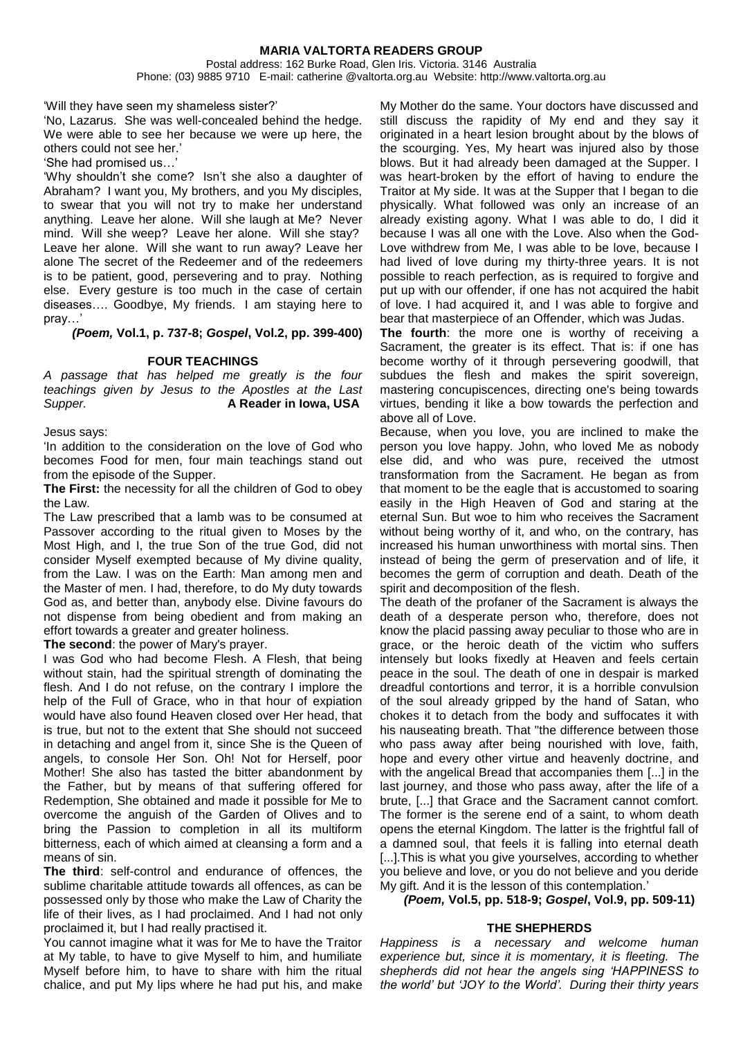'Will they have seen my shameless sister?'

'No, Lazarus. She was well-concealed behind the hedge. We were able to see her because we were up here, the others could not see her.'

'She had promised us…'

'Why shouldn't she come? Isn't she also a daughter of Abraham? I want you, My brothers, and you My disciples, to swear that you will not try to make her understand anything. Leave her alone. Will she laugh at Me? Never mind. Will she weep? Leave her alone. Will she stay? Leave her alone. Will she want to run away? Leave her alone The secret of the Redeemer and of the redeemers is to be patient, good, persevering and to pray. Nothing else. Every gesture is too much in the case of certain diseases…. Goodbye, My friends. I am staying here to pray…'

***(Poem,* Vol.1, p. 737-8; *Gospel*, Vol.2, pp. 399-400)**

## FOUR TEACHINGS

*A passage that has helped me greatly is the four teachings given by Jesus to the Apostles at the Last Supper.* **A Reader in Iowa, USA**

Jesus says:

'In addition to the consideration on the love of God who becomes Food for men, four main teachings stand out from the episode of the Supper.

**The First:** the necessity for all the children of God to obey the Law.

The Law prescribed that a lamb was to be consumed at Passover according to the ritual given to Moses by the Most High, and I, the true Son of the true God, did not consider Myself exempted because of My divine quality, from the Law. I was on the Earth: Man among men and the Master of men. I had, therefore, to do My duty towards God as, and better than, anybody else. Divine favours do not dispense from being obedient and from making an effort towards a greater and greater holiness.

**The second**: the power of Mary's prayer.

I was God who had become Flesh. A Flesh, that being without stain, had the spiritual strength of dominating the flesh. And I do not refuse, on the contrary I implore the help of the Full of Grace, who in that hour of expiation would have also found Heaven closed over Her head, that is true, but not to the extent that She should not succeed in detaching and angel from it, since She is the Queen of angels, to console Her Son. Oh! Not for Herself, poor Mother! She also has tasted the bitter abandonment by the Father, but by means of that suffering offered for Redemption, She obtained and made it possible for Me to overcome the anguish of the Garden of Olives and to bring the Passion to completion in all its multiform bitterness, each of which aimed at cleansing a form and a means of sin.

**The third**: self-control and endurance of offences, the sublime charitable attitude towards all offences, as can be possessed only by those who make the Law of Charity the life of their lives, as I had proclaimed. And I had not only proclaimed it, but I had really practised it.

You cannot imagine what it was for Me to have the Traitor at My table, to have to give Myself to him, and humiliate Myself before him, to have to share with him the ritual chalice, and put My lips where he had put his, and make My Mother do the same. Your doctors have discussed and still discuss the rapidity of My end and they say it originated in a heart lesion brought about by the blows of the scourging. Yes, My heart was injured also by those blows. But it had already been damaged at the Supper. I was heart-broken by the effort of having to endure the Traitor at My side. It was at the Supper that I began to die physically. What followed was only an increase of an already existing agony. What I was able to do, I did it because I was all one with the Love. Also when the God-Love withdrew from Me, I was able to be love, because I had lived of love during my thirty-three years. It is not possible to reach perfection, as is required to forgive and put up with our offender, if one has not acquired the habit of love. I had acquired it, and I was able to forgive and bear that masterpiece of an Offender, which was Judas.

**The fourth**: the more one is worthy of receiving a Sacrament, the greater is its effect. That is: if one has become worthy of it through persevering goodwill, that subdues the flesh and makes the spirit sovereign, mastering concupiscences, directing one's being towards virtues, bending it like a bow towards the perfection and above all of Love.

Because, when you love, you are inclined to make the person you love happy. John, who loved Me as nobody else did, and who was pure, received the utmost transformation from the Sacrament. He began as from that moment to be the eagle that is accustomed to soaring easily in the High Heaven of God and staring at the eternal Sun. But woe to him who receives the Sacrament without being worthy of it, and who, on the contrary, has increased his human unworthiness with mortal sins. Then instead of being the germ of preservation and of life, it becomes the germ of corruption and death. Death of the spirit and decomposition of the flesh.

The death of the profaner of the Sacrament is always the death of a desperate person who, therefore, does not know the placid passing away peculiar to those who are in grace, or the heroic death of the victim who suffers intensely but looks fixedly at Heaven and feels certain peace in the soul. The death of one in despair is marked dreadful contortions and terror, it is a horrible convulsion of the soul already gripped by the hand of Satan, who chokes it to detach from the body and suffocates it with his nauseating breath. That "the difference between those who pass away after being nourished with love, faith, hope and every other virtue and heavenly doctrine, and with the angelical Bread that accompanies them [...] in the last journey, and those who pass away, after the life of a brute, [...] that Grace and the Sacrament cannot comfort. The former is the serene end of a saint, to whom death opens the eternal Kingdom. The latter is the frightful fall of a damned soul, that feels it is falling into eternal death [...].This is what you give yourselves, according to whether you believe and love, or you do not believe and you deride My gift. And it is the lesson of this contemplation.'

***(Poem,* Vol.5, pp. 518-9; *Gospel*, Vol.9, pp. 509-11)**

## THE SHEPHERDS

*Happiness is a necessary and welcome human experience but, since it is momentary, it is fleeting. The shepherds did not hear the angels sing 'HAPPINESS to the world' but 'JOY to the World'. During their thirty years*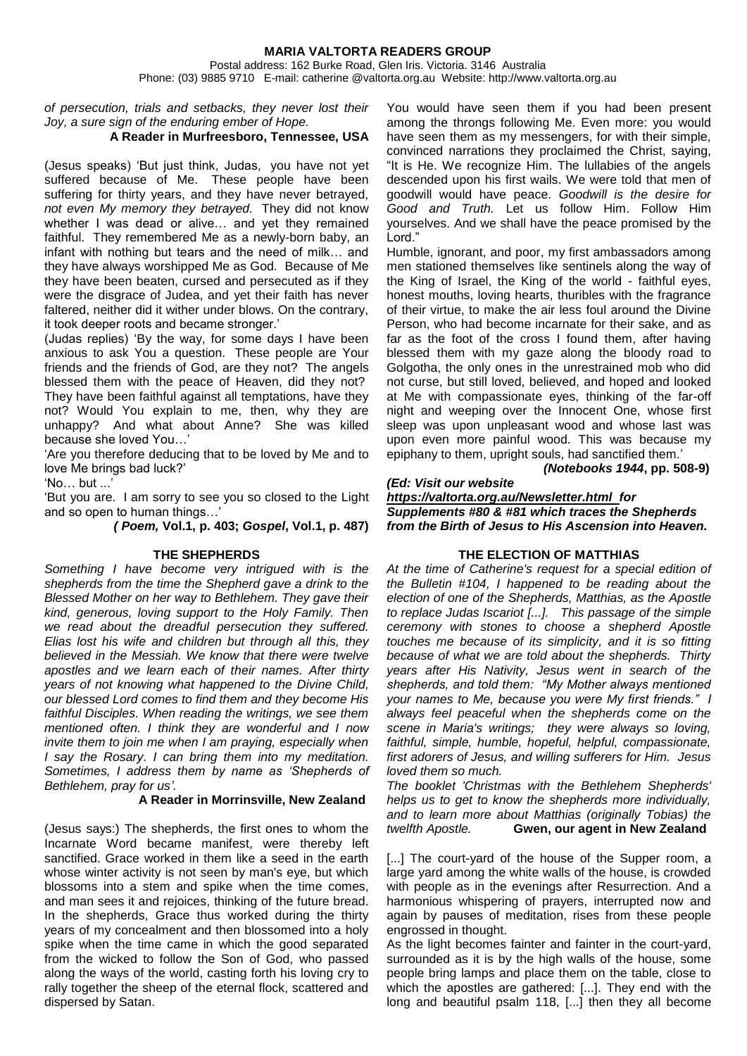*of persecution, trials and setbacks, they never lost their Joy, a sure sign of the enduring ember of Hope.*

**A Reader in Murfreesboro, Tennessee, USA**

(Jesus speaks) 'But just think, Judas, you have not yet suffered because of Me. These people have been suffering for thirty years, and they have never betrayed, *not even My memory they betrayed.* They did not know whether I was dead or alive… and yet they remained faithful. They remembered Me as a newly-born baby, an infant with nothing but tears and the need of milk… and they have always worshipped Me as God. Because of Me they have been beaten, cursed and persecuted as if they were the disgrace of Judea, and yet their faith has never faltered, neither did it wither under blows. On the contrary, it took deeper roots and became stronger.'

(Judas replies) 'By the way, for some days I have been anxious to ask You a question. These people are Your friends and the friends of God, are they not? The angels blessed them with the peace of Heaven, did they not? They have been faithful against all temptations, have they not? Would You explain to me, then, why they are unhappy? And what about Anne? She was killed because she loved You…'

'Are you therefore deducing that to be loved by Me and to love Me brings bad luck?'

'No… but ...'

'But you are. I am sorry to see you so closed to the Light and so open to human things…'

***( Poem,* Vol.1, p. 403; *Gospel*, Vol.1, p. 487)**

## THE SHEPHERDS

*Something I have become very intrigued with is the shepherds from the time the Shepherd gave a drink to the Blessed Mother on her way to Bethlehem. They gave their kind, generous, loving support to the Holy Family. Then we read about the dreadful persecution they suffered. Elias lost his wife and children but through all this, they believed in the Messiah. We know that there were twelve apostles and we learn each of their names. After thirty years of not knowing what happened to the Divine Child, our blessed Lord comes to find them and they become His faithful Disciples. When reading the writings, we see them mentioned often. I think they are wonderful and I now invite them to join me when I am praying, especially when I say the Rosary. I can bring them into my meditation. Sometimes, I address them by name as 'Shepherds of Bethlehem, pray for us'.*

**A Reader in Morrinsville, New Zealand**

(Jesus says:) The shepherds, the first ones to whom the Incarnate Word became manifest, were thereby left sanctified. Grace worked in them like a seed in the earth whose winter activity is not seen by man's eye, but which blossoms into a stem and spike when the time comes, and man sees it and rejoices, thinking of the future bread. In the shepherds, Grace thus worked during the thirty years of my concealment and then blossomed into a holy spike when the time came in which the good separated from the wicked to follow the Son of God, who passed along the ways of the world, casting forth his loving cry to rally together the sheep of the eternal flock, scattered and dispersed by Satan.

You would have seen them if you had been present among the throngs following Me. Even more: you would have seen them as my messengers, for with their simple, convinced narrations they proclaimed the Christ, saying, "It is He. We recognize Him. The lullabies of the angels descended upon his first wails. We were told that men of goodwill would have peace. *Goodwill is the desire for Good and Truth.* Let us follow Him. Follow Him yourselves. And we shall have the peace promised by the Lord."

Humble, ignorant, and poor, my first ambassadors among men stationed themselves like sentinels along the way of the King of Israel, the King of the world - faithful eyes, honest mouths, loving hearts, thuribles with the fragrance of their virtue, to make the air less foul around the Divine Person, who had become incarnate for their sake, and as far as the foot of the cross I found them, after having blessed them with my gaze along the bloody road to Golgotha, the only ones in the unrestrained mob who did not curse, but still loved, believed, and hoped and looked at Me with compassionate eyes, thinking of the far-off night and weeping over the Innocent One, whose first sleep was upon unpleasant wood and whose last was upon even more painful wood. This was because my epiphany to them, upright souls, had sanctified them.'

***(Notebooks 1944*, pp. 508-9)**

***(Ed: Visit our website https://valtorta.org.au/Newsletter.html for Supplements #80 & #81 which traces the Shepherds from the Birth of Jesus to His Ascension into Heaven.***

## THE ELECTION OF MATTHIAS

*At the time of Catherine's request for a special edition of the Bulletin #104, I happened to be reading about the election of one of the Shepherds, Matthias, as the Apostle to replace Judas Iscariot [...]. This passage of the simple ceremony with stones to choose a shepherd Apostle touches me because of its simplicity, and it is so fitting because of what we are told about the shepherds. Thirty years after His Nativity, Jesus went in search of the shepherds, and told them: "My Mother always mentioned your names to Me, because you were My first friends." I always feel peaceful when the shepherds come on the scene in Maria's writings; they were always so loving, faithful, simple, humble, hopeful, helpful, compassionate, first adorers of Jesus, and willing sufferers for Him. Jesus loved them so much.*

*The booklet 'Christmas with the Bethlehem Shepherds' helps us to get to know the shepherds more individually, and to learn more about Matthias (originally Tobias) the twelfth Apostle.* **Gwen, our agent in New Zealand**

[...] The court-yard of the house of the Supper room, a large yard among the white walls of the house, is crowded with people as in the evenings after Resurrection. And a harmonious whispering of prayers, interrupted now and again by pauses of meditation, rises from these people engrossed in thought.

As the light becomes fainter and fainter in the court-yard, surrounded as it is by the high walls of the house, some people bring lamps and place them on the table, close to which the apostles are gathered: [...]. They end with the long and beautiful psalm 118, [...] then they all become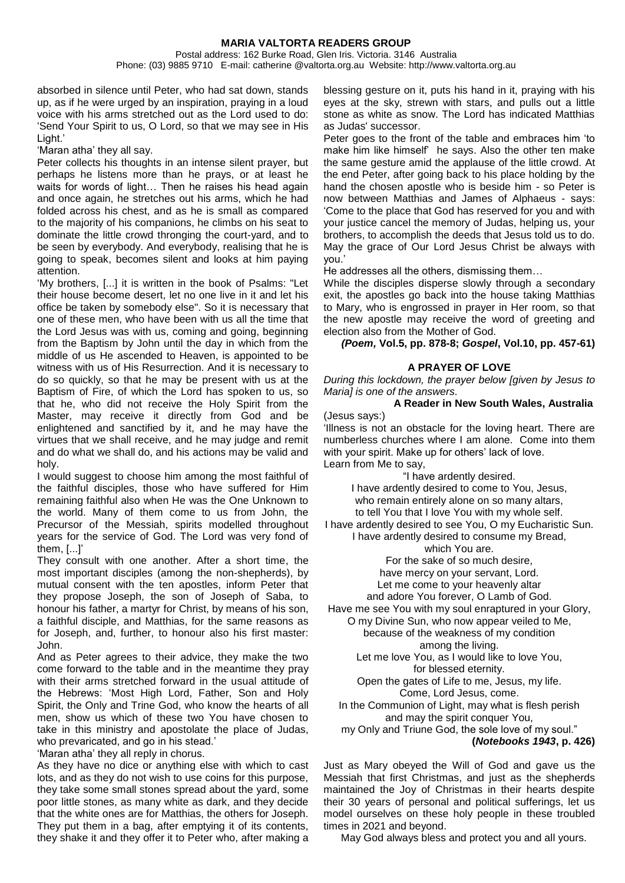**MARIA VALTORTA READERS GROUP**
Postal address: 162 Burke Road, Glen Iris. Victoria. 3146 Australia
Phone: (03) 9885 9710 E-mail: catherine @valtorta.org.au Website: http://www.valtorta.org.au

absorbed in silence until Peter, who had sat down, stands up, as if he were urged by an inspiration, praying in a loud voice with his arms stretched out as the Lord used to do: 'Send Your Spirit to us, O Lord, so that we may see in His Light.'

'Maran atha' they all say.

Peter collects his thoughts in an intense silent prayer, but perhaps he listens more than he prays, or at least he waits for words of light… Then he raises his head again and once again, he stretches out his arms, which he had folded across his chest, and as he is small as compared to the majority of his companions, he climbs on his seat to dominate the little crowd thronging the court-yard, and to be seen by everybody. And everybody, realising that he is going to speak, becomes silent and looks at him paying attention.

'My brothers, [...] it is written in the book of Psalms: "Let their house become desert, let no one live in it and let his office be taken by somebody else". So it is necessary that one of these men, who have been with us all the time that the Lord Jesus was with us, coming and going, beginning from the Baptism by John until the day in which from the middle of us He ascended to Heaven, is appointed to be witness with us of His Resurrection. And it is necessary to do so quickly, so that he may be present with us at the Baptism of Fire, of which the Lord has spoken to us, so that he, who did not receive the Holy Spirit from the Master, may receive it directly from God and be enlightened and sanctified by it, and he may have the virtues that we shall receive, and he may judge and remit and do what we shall do, and his actions may be valid and holy.

I would suggest to choose him among the most faithful of the faithful disciples, those who have suffered for Him remaining faithful also when He was the One Unknown to the world. Many of them come to us from John, the Precursor of the Messiah, spirits modelled throughout years for the service of God. The Lord was very fond of them, [...]'

They consult with one another. After a short time, the most important disciples (among the non-shepherds), by mutual consent with the ten apostles, inform Peter that they propose Joseph, the son of Joseph of Saba, to honour his father, a martyr for Christ, by means of his son, a faithful disciple, and Matthias, for the same reasons as for Joseph, and, further, to honour also his first master: John.

And as Peter agrees to their advice, they make the two come forward to the table and in the meantime they pray with their arms stretched forward in the usual attitude of the Hebrews: 'Most High Lord, Father, Son and Holy Spirit, the Only and Trine God, who know the hearts of all men, show us which of these two You have chosen to take in this ministry and apostolate the place of Judas, who prevaricated, and go in his stead.'

'Maran atha' they all reply in chorus.

As they have no dice or anything else with which to cast lots, and as they do not wish to use coins for this purpose, they take some small stones spread about the yard, some poor little stones, as many white as dark, and they decide that the white ones are for Matthias, the others for Joseph. They put them in a bag, after emptying it of its contents, they shake it and they offer it to Peter who, after making a blessing gesture on it, puts his hand in it, praying with his eyes at the sky, strewn with stars, and pulls out a little stone as white as snow. The Lord has indicated Matthias as Judas' successor.

Peter goes to the front of the table and embraces him 'to make him like himself' he says. Also the other ten make the same gesture amid the applause of the little crowd. At the end Peter, after going back to his place holding by the hand the chosen apostle who is beside him - so Peter is now between Matthias and James of Alphaeus - says: 'Come to the place that God has reserved for you and with your justice cancel the memory of Judas, helping us, your brothers, to accomplish the deeds that Jesus told us to do. May the grace of Our Lord Jesus Christ be always with you.'

He addresses all the others, dismissing them…

While the disciples disperse slowly through a secondary exit, the apostles go back into the house taking Matthias to Mary, who is engrossed in prayer in Her room, so that the new apostle may receive the word of greeting and election also from the Mother of God.

***(Poem,* Vol.5, pp. 878-8; *Gospel*, Vol.10, pp. 457-61)**

## A PRAYER OF LOVE

*During this lockdown, the prayer below [given by Jesus to Maria] is one of the answers.*

**A Reader in New South Wales, Australia**

(Jesus says:)

'Illness is not an obstacle for the loving heart. There are numberless churches where I am alone. Come into them with your spirit. Make up for others' lack of love.

Learn from Me to say,

"I have ardently desired.
I have ardently desired to come to You, Jesus,
who remain entirely alone on so many altars,
to tell You that I love You with my whole self.
I have ardently desired to see You, O my Eucharistic Sun.
I have ardently desired to consume my Bread,
which You are.
For the sake of so much desire,
have mercy on your servant, Lord.
Let me come to your heavenly altar
and adore You forever, O Lamb of God.
Have me see You with my soul enraptured in your Glory,
O my Divine Sun, who now appear veiled to Me,
because of the weakness of my condition
among the living.
Let me love You, as I would like to love You,
for blessed eternity.
Open the gates of Life to me, Jesus, my life.
Come, Lord Jesus, come.
In the Communion of Light, may what is flesh perish
and may the spirit conquer You,
my Only and Triune God, the sole love of my soul."

**(*Notebooks 1943*, p. 426)**

Just as Mary obeyed the Will of God and gave us the Messiah that first Christmas, and just as the shepherds maintained the Joy of Christmas in their hearts despite their 30 years of personal and political sufferings, let us model ourselves on these holy people in these troubled times in 2021 and beyond.

May God always bless and protect you and all yours.